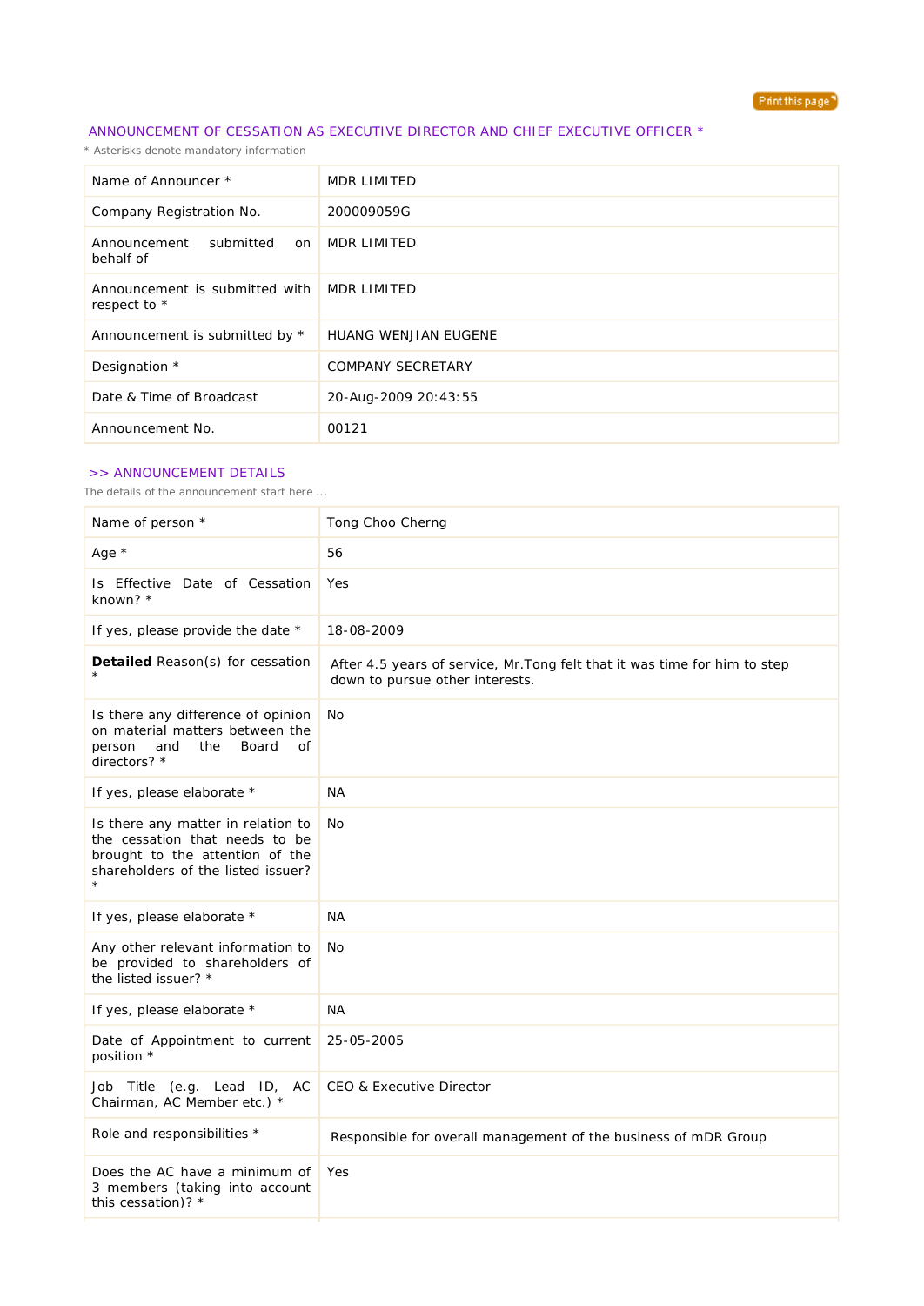## ANNOUNCEMENT OF CESSATION AS EXECUTIVE DIRECTOR AND CHIEF EXECUTIVE OFFICER *

* Asterisks denote mandatory information

| | |
|---|---|
| Name of Announcer * | MDR LIMITED |
| Company Registration No. | 200009059G |
| Announcement submitted on behalf of | MDR LIMITED |
| Announcement is submitted with respect to * | MDR LIMITED |
| Announcement is submitted by * | HUANG WENJIAN EUGENE |
| Designation * | COMPANY SECRETARY |
| Date & Time of Broadcast | 20-Aug-2009 20:43:55 |
| Announcement No. | 00121 |

### >> ANNOUNCEMENT DETAILS

The details of the announcement start here ...

| | |
|---|---|
| Name of person * | Tong Choo Cherng |
| Age * | 56 |
| Is Effective Date of Cessation known? * | Yes |
| If yes, please provide the date * | 18-08-2009 |
| **Detailed** Reason(s) for cessation * | After 4.5 years of service, Mr.Tong felt that it was time for him to step down to pursue other interests. |
| Is there any difference of opinion on material matters between the person and the Board of directors? * | No |
| If yes, please elaborate * | NA |
| Is there any matter in relation to the cessation that needs to be brought to the attention of the shareholders of the listed issuer? * | No |
| If yes, please elaborate * | NA |
| Any other relevant information to be provided to shareholders of the listed issuer? * | No |
| If yes, please elaborate * | NA |
| Date of Appointment to current position * | 25-05-2005 |
| Job Title (e.g. Lead ID, AC Chairman, AC Member etc.) * | CEO & Executive Director |
| Role and responsibilities * | Responsible for overall management of the business of mDR Group |
| Does the AC have a minimum of 3 members (taking into account this cessation)? * | Yes |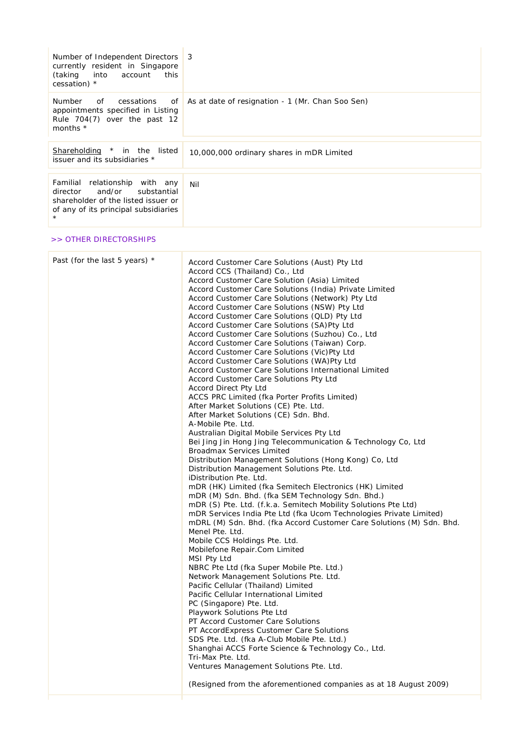| | |
|---|---|
| Number of Independent Directors currently resident in Singapore (taking into account this cessation) * | 3 |
| Number of cessations of appointments specified in Listing Rule 704(7) over the past 12 months * | As at date of resignation - 1 (Mr. Chan Soo Sen) |

| | |
|---|---|
| Shareholding * in the listed issuer and its subsidiaries * | 10,000,000 ordinary shares in mDR Limited |

| | |
|---|---|
| Familial relationship with any director and/or substantial shareholder of the listed issuer or of any of its principal subsidiaries * | Nil |

>> OTHER DIRECTORSHIPS

| | |
|---|---|
| Past (for the last 5 years) * | Accord Customer Care Solutions (Aust) Pty Ltd<br>Accord CCS (Thailand) Co., Ltd<br>Accord Customer Care Solution (Asia) Limited<br>Accord Customer Care Solutions (India) Private Limited<br>Accord Customer Care Solutions (Network) Pty Ltd<br>Accord Customer Care Solutions (NSW) Pty Ltd<br>Accord Customer Care Solutions (QLD) Pty Ltd<br>Accord Customer Care Solutions (SA)Pty Ltd<br>Accord Customer Care Solutions (Suzhou) Co., Ltd<br>Accord Customer Care Solutions (Taiwan) Corp.<br>Accord Customer Care Solutions (Vic)Pty Ltd<br>Accord Customer Care Solutions (WA)Pty Ltd<br>Accord Customer Care Solutions International Limited<br>Accord Customer Care Solutions Pty Ltd<br>Accord Direct Pty Ltd<br>ACCS PRC Limited (fka Porter Profits Limited)<br>After Market Solutions (CE) Pte. Ltd.<br>After Market Solutions (CE) Sdn. Bhd.<br>A-Mobile Pte. Ltd.<br>Australian Digital Mobile Services Pty Ltd<br>Bei Jing Jin Hong Jing Telecommunication & Technology Co, Ltd<br>Broadmax Services Limited<br>Distribution Management Solutions (Hong Kong) Co, Ltd<br>Distribution Management Solutions Pte. Ltd.<br>iDistribution Pte. Ltd.<br>mDR (HK) Limited (fka Semitech Electronics (HK) Limited<br>mDR (M) Sdn. Bhd. (fka SEM Technology Sdn. Bhd.)<br>mDR (S) Pte. Ltd. (f.k.a. Semitech Mobility Solutions Pte Ltd)<br>mDR Services India Pte Ltd (fka Ucom Technologies Private Limited)<br>mDRL (M) Sdn. Bhd. (fka Accord Customer Care Solutions (M) Sdn. Bhd.<br>Menel Pte. Ltd.<br>Mobile CCS Holdings Pte. Ltd.<br>Mobilefone Repair.Com Limited<br>MSI Pty Ltd<br>NBRC Pte Ltd (fka Super Mobile Pte. Ltd.)<br>Network Management Solutions Pte. Ltd.<br>Pacific Cellular (Thailand) Limited<br>Pacific Cellular International Limited<br>PC (Singapore) Pte. Ltd.<br>Playwork Solutions Pte Ltd<br>PT Accord Customer Care Solutions<br>PT AccordExpress Customer Care Solutions<br>SDS Pte. Ltd. (fka A-Club Mobile Pte. Ltd.)<br>Shanghai ACCS Forte Science & Technology Co., Ltd.<br>Tri-Max Pte. Ltd.<br>Ventures Management Solutions Pte. Ltd.<br><br>(Resigned from the aforementioned companies as at 18 August 2009) |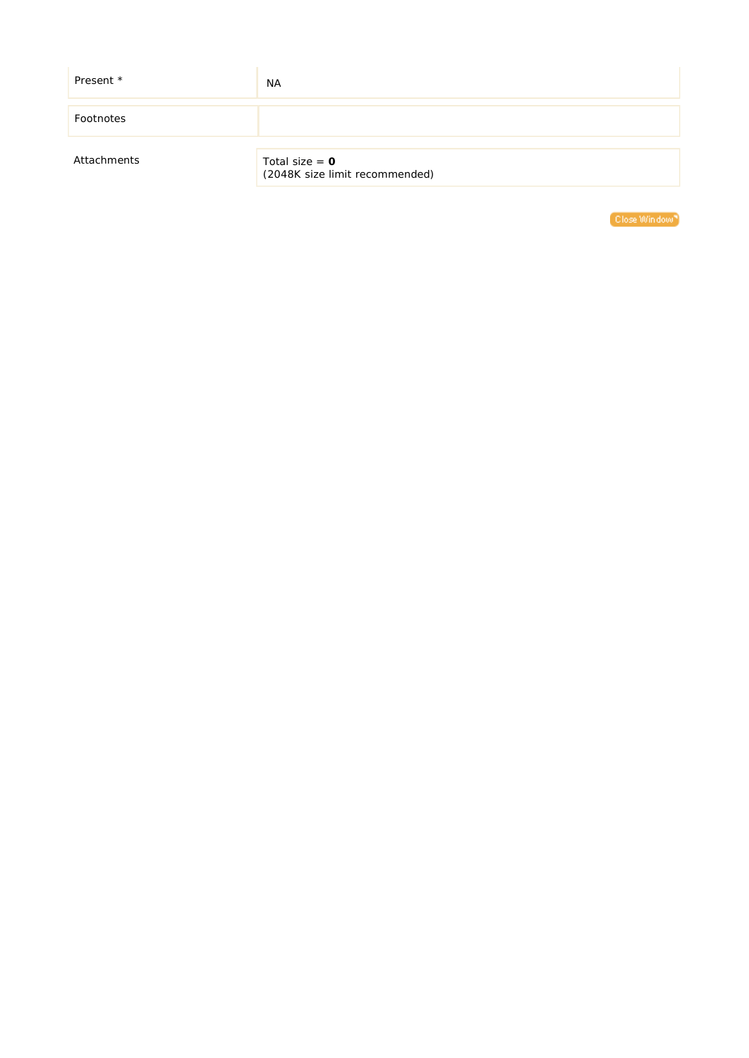| | |
|---|---|
| Present * | NA |
| Footnotes | |
| Attachments | Total size = **0**<br>(2048K size limit recommended) |

Close Window